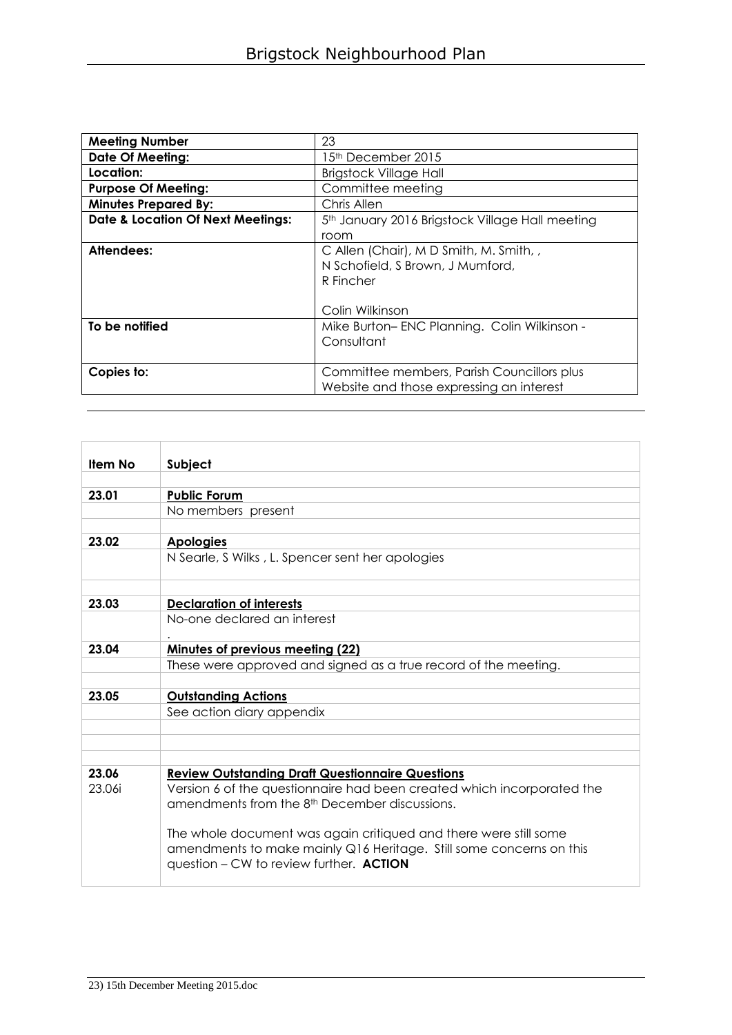# Brigstock Neighbourhood Plan

| Meeting Number | 23 |
|---|---|
| Date Of Meeting: | 15th December 2015 |
| Location: | Brigstock Village Hall |
| Purpose Of Meeting: | Committee meeting |
| Minutes Prepared By: | Chris Allen |
| Date & Location Of Next Meetings: | 5th January 2016 Brigstock Village Hall meeting room |
| Attendees: | C Allen (Chair), M D Smith, M. Smith, , N Schofield, S Brown, J Mumford, R Fincher<br><br>Colin Wilkinson |
| To be notified | Mike Burton– ENC Planning. Colin Wilkinson - Consultant |
| Copies to: | Committee members, Parish Councillors plus Website and those expressing an interest |

| Item No | Subject |
|---|---|
| 23.01 | **Public Forum** |
| | No members present |
| 23.02 | **Apologies** |
| | N Searle, S Wilks , L. Spencer sent her apologies |
| 23.03 | **Declaration of interests** |
| | No-one declared an interest<br>. |
| 23.04 | **Minutes of previous meeting (22)** |
| | These were approved and signed as a true record of the meeting. |
| 23.05 | **Outstanding Actions** |
| | See action diary appendix |
| 23.06<br>23.06i | **Review Outstanding Draft Questionnaire Questions**<br>Version 6 of the questionnaire had been created which incorporated the amendments from the 8th December discussions.<br><br>The whole document was again critiqued and there were still some amendments to make mainly Q16 Heritage. Still some concerns on this question – CW to review further. **ACTION** |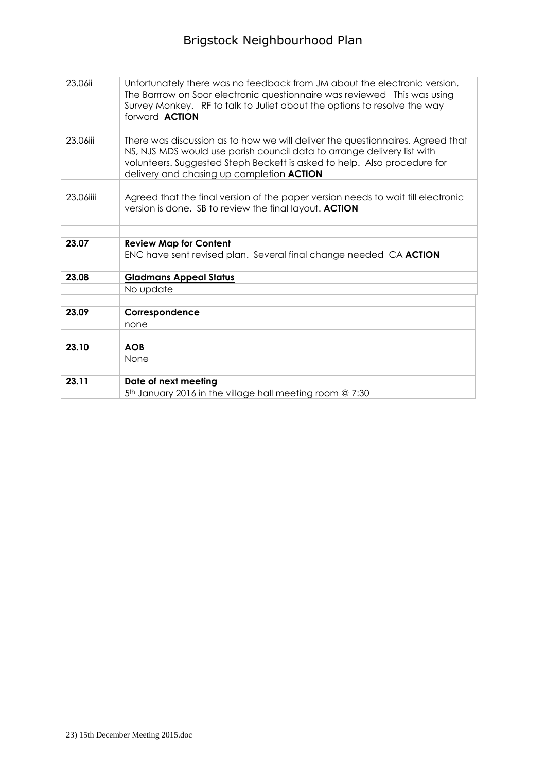| | |
|---|---|
| 23.06ii | Unfortunately there was no feedback from JM about the electronic version. The Barrrow on Soar electronic questionnaire was reviewed This was using Survey Monkey. RF to talk to Juliet about the options to resolve the way forward **ACTION** |
| | |
| 23.06iii | There was discussion as to how we will deliver the questionnaires. Agreed that NS, NJS MDS would use parish council data to arrange delivery list with volunteers. Suggested Steph Beckett is asked to help. Also procedure for delivery and chasing up completion **ACTION** |
| | |
| 23.06iiii | Agreed that the final version of the paper version needs to wait till electronic version is done. SB to review the final layout. **ACTION** |
| | |
| | |
| **23.07** | **Review Map for Content** |
| | ENC have sent revised plan. Several final change needed CA **ACTION** |
| | |
| **23.08** | **Gladmans Appeal Status** |
| | No update |
| | |
| **23.09** | **Correspondence** |
| | none |
| | |
| **23.10** | **AOB** |
| | None |
| | |
| **23.11** | **Date of next meeting** |
| | 5th January 2016 in the village hall meeting room @ 7:30 |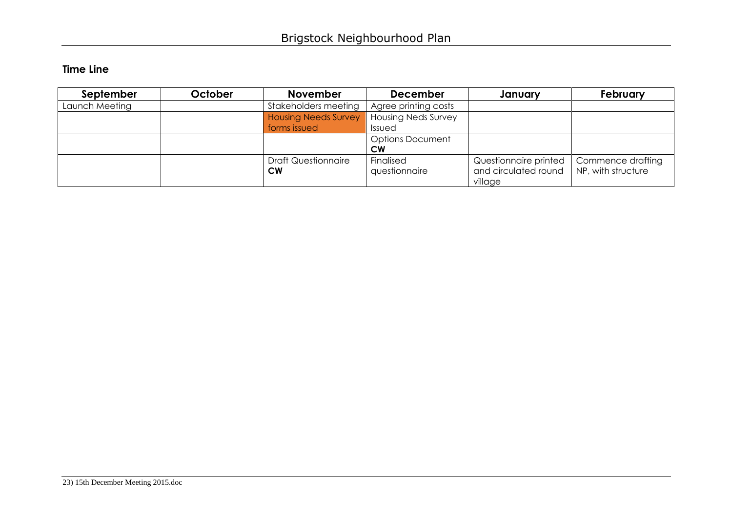## Time Line

| September | October | November | December | January | February |
|---|---|---|---|---|---|
| Launch Meeting | | Stakeholders meeting | Agree printing costs | | |
| | | Housing Needs Survey forms issued | Housing Neds Survey Issued | | |
| | | | Options Document **CW** | | |
| | | Draft Questionnaire **CW** | Finalised questionnaire | Questionnaire printed and circulated round village | Commence drafting NP, with structure |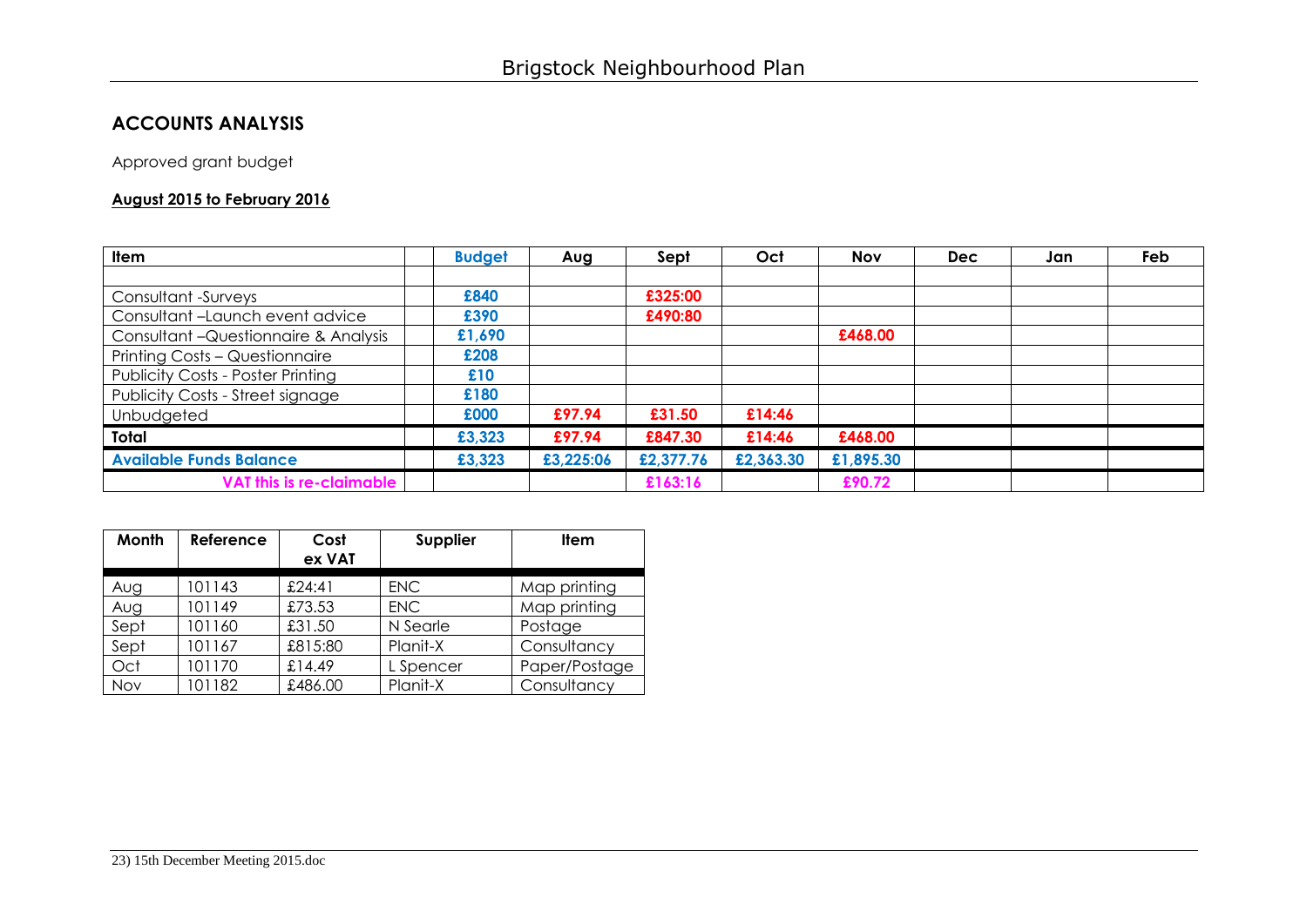## ACCOUNTS ANALYSIS

Approved grant budget

**August 2015 to February 2016**

| Item | | Budget | Aug | Sept | Oct | Nov | Dec | Jan | Feb |
|---|---|---|---|---|---|---|---|---|---|
| | | | | | | | | | |
| Consultant -Surveys | | £840 | | £325:00 | | | | | |
| Consultant –Launch event advice | | £390 | | £490:80 | | | | | |
| Consultant –Questionnaire & Analysis | | £1,690 | | | | £468.00 | | | |
| Printing Costs – Questionnaire | | £208 | | | | | | | |
| Publicity Costs - Poster Printing | | £10 | | | | | | | |
| Publicity Costs - Street signage | | £180 | | | | | | | |
| Unbudgeted | | £000 | £97.94 | £31.50 | £14:46 | | | | |
| **Total** | | £3,323 | £97.94 | £847.30 | £14:46 | £468.00 | | | |
| **Available Funds Balance** | | £3,323 | £3,225:06 | £2,377.76 | £2,363.30 | £1,895.30 | | | |
| **VAT this is re-claimable** | | | | £163:16 | | £90.72 | | | |

| Month | Reference | Cost ex VAT | Supplier | Item |
|---|---|---|---|---|
| Aug | 101143 | £24:41 | ENC | Map printing |
| Aug | 101149 | £73.53 | ENC | Map printing |
| Sept | 101160 | £31.50 | N Searle | Postage |
| Sept | 101167 | £815:80 | Planit-X | Consultancy |
| Oct | 101170 | £14.49 | L Spencer | Paper/Postage |
| Nov | 101182 | £486.00 | Planit-X | Consultancy |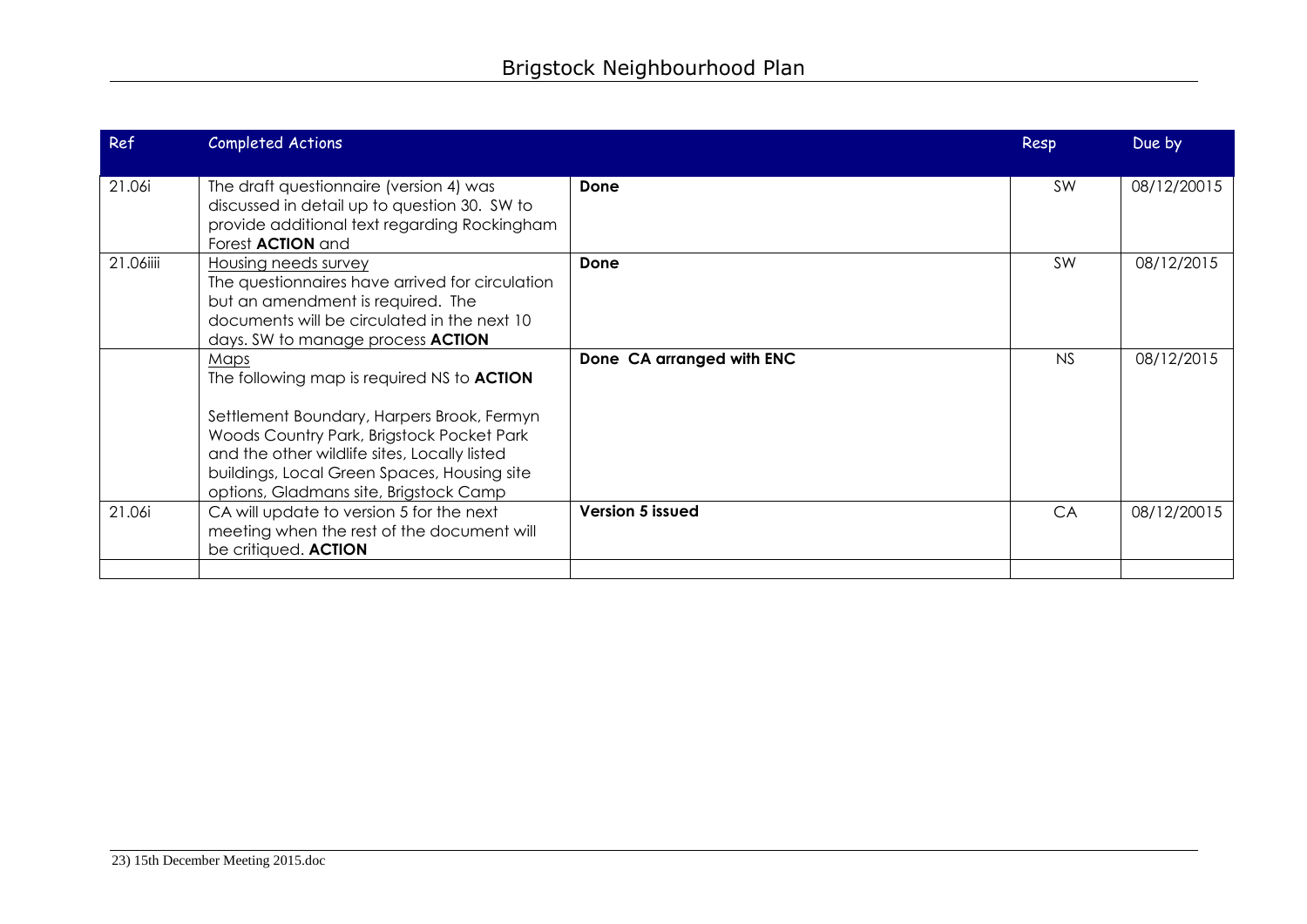| Ref | Completed Actions | | Resp | Due by |
|---|---|---|---|---|
| 21.06i | The draft questionnaire (version 4) was discussed in detail up to question 30. SW to provide additional text regarding Rockingham Forest **ACTION** and | **Done** | SW | 08/12/20015 |
| 21.06iiii | Housing needs survey<br>The questionnaires have arrived for circulation but an amendment is required. The documents will be circulated in the next 10 days. SW to manage process **ACTION** | **Done** | SW | 08/12/2015 |
| | Maps<br>The following map is required NS to **ACTION**<br><br>Settlement Boundary, Harpers Brook, Fermyn Woods Country Park, Brigstock Pocket Park and the other wildlife sites, Locally listed buildings, Local Green Spaces, Housing site options, Gladmans site, Brigstock Camp | **Done CA arranged with ENC** | NS | 08/12/2015 |
| 21.06i | CA will update to version 5 for the next meeting when the rest of the document will be critiqued. **ACTION** | **Version 5 issued** | CA | 08/12/20015 |
| | | | | |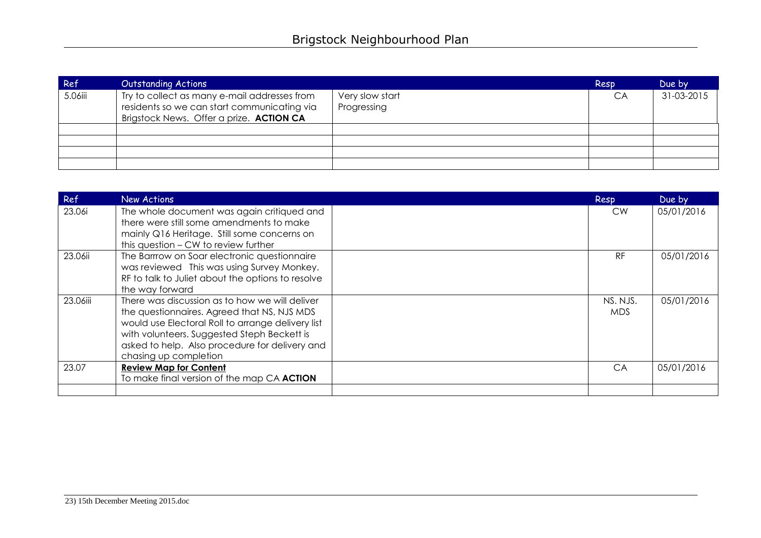| Ref | Outstanding Actions | | Resp | Due by |
|---|---|---|---|---|
| 5.06iii | Try to collect as many e-mail addresses from residents so we can start communicating via Brigstock News. Offer a prize. **ACTION CA** | Very slow start Progressing | CA | 31-03-2015 |
| | | | | |
| | | | | |
| | | | | |
| | | | | |

| Ref | New Actions | | Resp | Due by |
|---|---|---|---|---|
| 23.06i | The whole document was again critiqued and there were still some amendments to make mainly Q16 Heritage. Still some concerns on this question – CW to review further | | CW | 05/01/2016 |
| 23.06ii | The Barrrow on Soar electronic questionnaire was reviewed This was using Survey Monkey. RF to talk to Juliet about the options to resolve the way forward | | RF | 05/01/2016 |
| 23.06iii | There was discussion as to how we will deliver the questionnaires. Agreed that NS, NJS MDS would use Electoral Roll to arrange delivery list with volunteers. Suggested Steph Beckett is asked to help. Also procedure for delivery and chasing up completion | | NS. NJS. MDS | 05/01/2016 |
| 23.07 | **Review Map for Content** To make final version of the map CA **ACTION** | | CA | 05/01/2016 |
| | | | | |